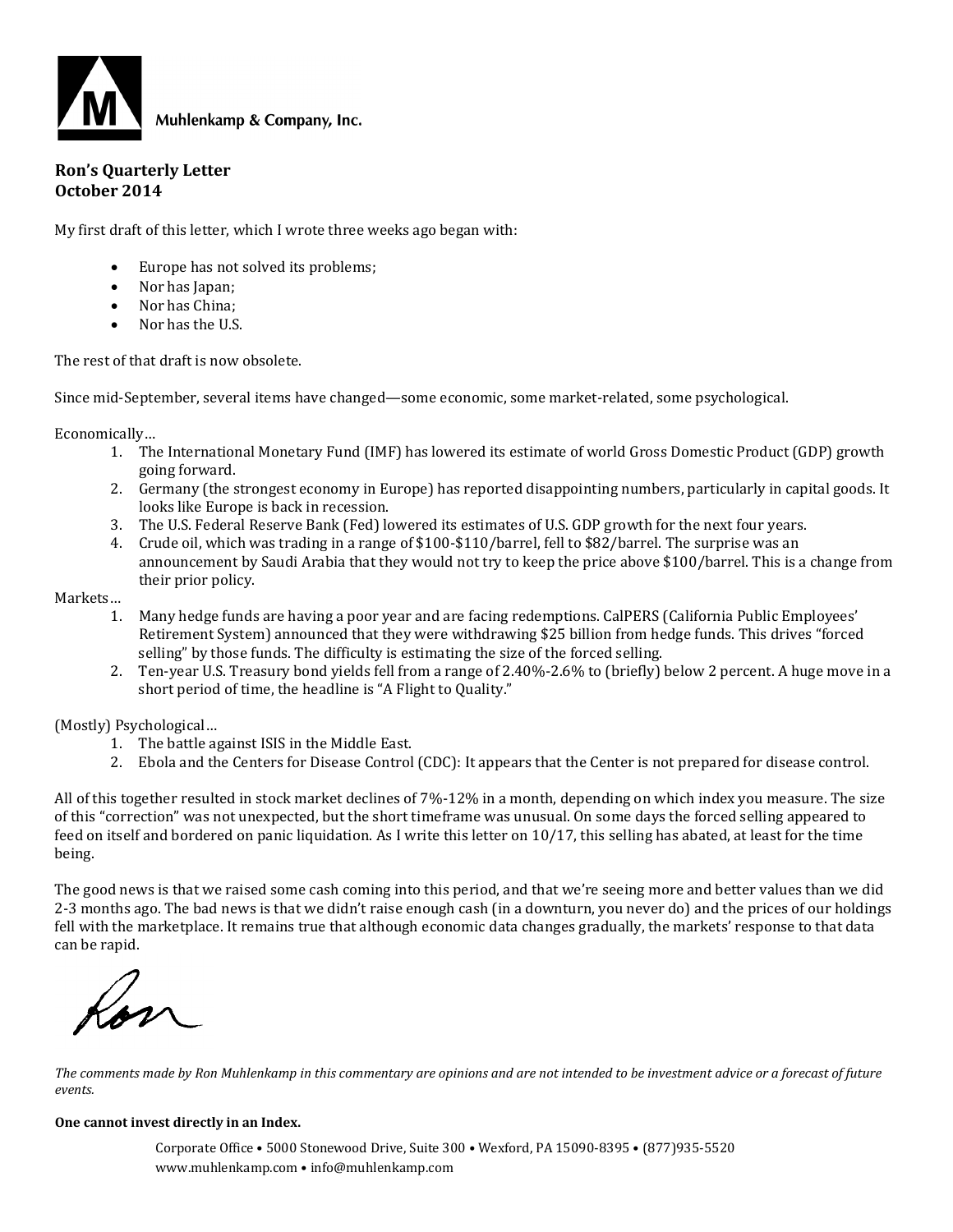Muhlenkamp & Company, Inc.

**Ron's Quarterly Letter**
**October 2014**

My first draft of this letter, which I wrote three weeks ago began with:

- Europe has not solved its problems;
- Nor has Japan;
- Nor has China;
- Nor has the U.S.

The rest of that draft is now obsolete.

Since mid-September, several items have changed—some economic, some market-related, some psychological.

Economically…

1. The International Monetary Fund (IMF) has lowered its estimate of world Gross Domestic Product (GDP) growth going forward.
2. Germany (the strongest economy in Europe) has reported disappointing numbers, particularly in capital goods. It looks like Europe is back in recession.
3. The U.S. Federal Reserve Bank (Fed) lowered its estimates of U.S. GDP growth for the next four years.
4. Crude oil, which was trading in a range of $100-$110/barrel, fell to $82/barrel. The surprise was an announcement by Saudi Arabia that they would not try to keep the price above $100/barrel. This is a change from their prior policy.

Markets…

1. Many hedge funds are having a poor year and are facing redemptions. CalPERS (California Public Employees' Retirement System) announced that they were withdrawing $25 billion from hedge funds. This drives "forced selling" by those funds. The difficulty is estimating the size of the forced selling.
2. Ten-year U.S. Treasury bond yields fell from a range of 2.40%-2.6% to (briefly) below 2 percent. A huge move in a short period of time, the headline is "A Flight to Quality."

(Mostly) Psychological…

1. The battle against ISIS in the Middle East.
2. Ebola and the Centers for Disease Control (CDC): It appears that the Center is not prepared for disease control.

All of this together resulted in stock market declines of 7%-12% in a month, depending on which index you measure. The size of this "correction" was not unexpected, but the short timeframe was unusual. On some days the forced selling appeared to feed on itself and bordered on panic liquidation. As I write this letter on 10/17, this selling has abated, at least for the time being.

The good news is that we raised some cash coming into this period, and that we're seeing more and better values than we did 2-3 months ago. The bad news is that we didn't raise enough cash (in a downturn, you never do) and the prices of our holdings fell with the marketplace. It remains true that although economic data changes gradually, the markets' response to that data can be rapid.

Ron

*The comments made by Ron Muhlenkamp in this commentary are opinions and are not intended to be investment advice or a forecast of future events.*

**One cannot invest directly in an Index.**

Corporate Office • 5000 Stonewood Drive, Suite 300 • Wexford, PA 15090-8395 • (877)935-5520
www.muhlenkamp.com • info@muhlenkamp.com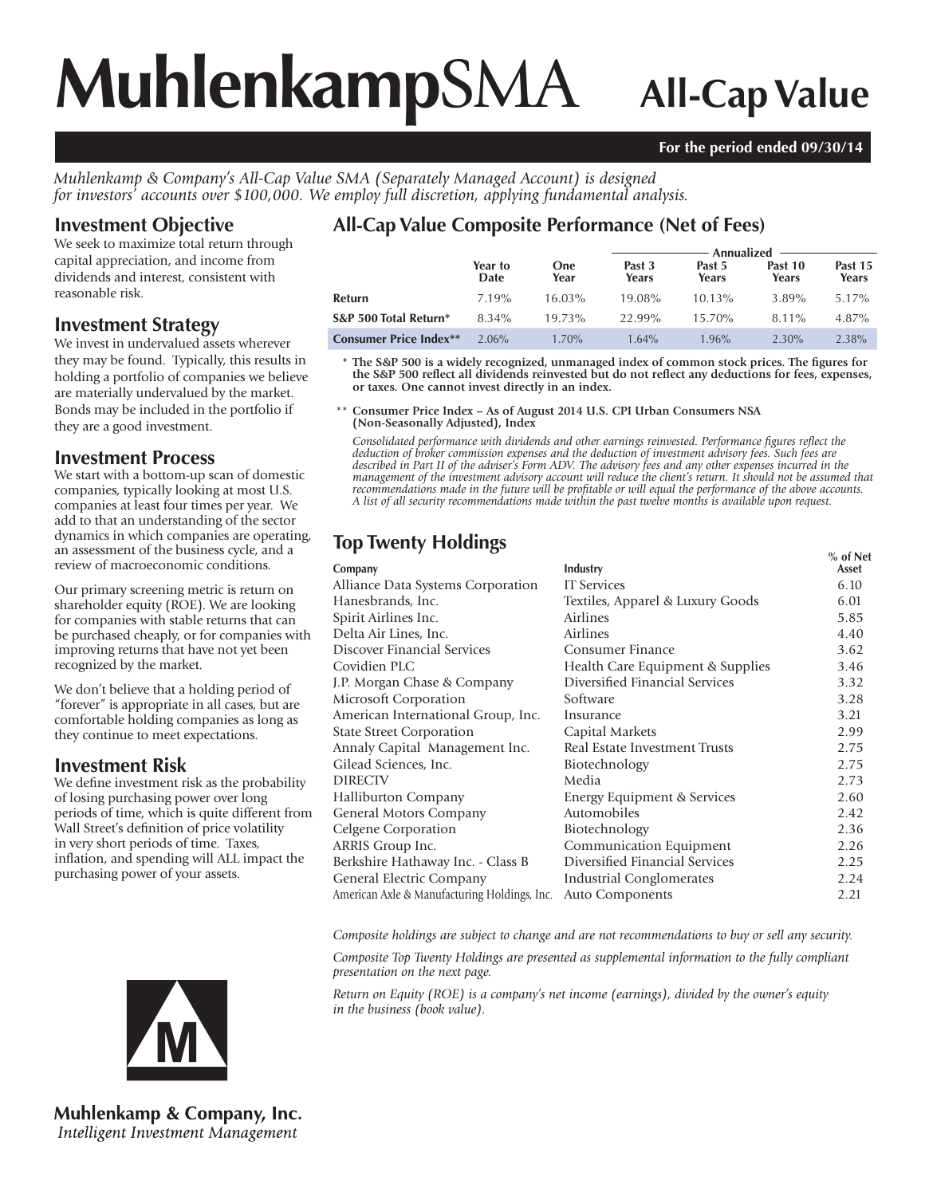# MuhlenkampSMA All-Cap Value

**For the period ended 09/30/14**

*Muhlenkamp & Company's All-Cap Value SMA (Separately Managed Account) is designed for investors' accounts over $100,000. We employ full discretion, applying fundamental analysis.*

## Investment Objective

We seek to maximize total return through capital appreciation, and income from dividends and interest, consistent with reasonable risk.

## Investment Strategy

We invest in undervalued assets wherever they may be found. Typically, this results in holding a portfolio of companies we believe are materially undervalued by the market. Bonds may be included in the portfolio if they are a good investment.

## Investment Process

We start with a bottom-up scan of domestic companies, typically looking at most U.S. companies at least four times per year. We add to that an understanding of the sector dynamics in which companies are operating, an assessment of the business cycle, and a review of macroeconomic conditions.

Our primary screening metric is return on shareholder equity (ROE). We are looking for companies with stable returns that can be purchased cheaply, or for companies with improving returns that have not yet been recognized by the market.

We don't believe that a holding period of "forever" is appropriate in all cases, but are comfortable holding companies as long as they continue to meet expectations.

## Investment Risk

We define investment risk as the probability of losing purchasing power over long periods of time, which is quite different from Wall Street's definition of price volatility in very short periods of time. Taxes, inflation, and spending will ALL impact the purchasing power of your assets.

## All-Cap Value Composite Performance (Net of Fees)

| | | | Annualized | | | |
|---|---|---|---|---|---|---|
| | Year to Date | One Year | Past 3 Years | Past 5 Years | Past 10 Years | Past 15 Years |
| **Return** | 7.19% | 16.03% | 19.08% | 10.13% | 3.89% | 5.17% |
| **S&P 500 Total Return*** | 8.34% | 19.73% | 22.99% | 15.70% | 8.11% | 4.87% |
| **Consumer Price Index**** | 2.06% | 1.70% | 1.64% | 1.96% | 2.30% | 2.38% |

\* **The S&P 500 is a widely recognized, unmanaged index of common stock prices. The figures for the S&P 500 reflect all dividends reinvested but do not reflect any deductions for fees, expenses, or taxes. One cannot invest directly in an index.**

\*\* **Consumer Price Index – As of August 2014 U.S. CPI Urban Consumers NSA (Non-Seasonally Adjusted), Index**

*Consolidated performance with dividends and other earnings reinvested. Performance figures reflect the deduction of broker commission expenses and the deduction of investment advisory fees. Such fees are described in Part II of the adviser's Form ADV. The advisory fees and any other expenses incurred in the management of the investment advisory account will reduce the client's return. It should not be assumed that recommendations made in the future will be profitable or will equal the performance of the above accounts. A list of all security recommendations made within the past twelve months is available upon request.*

## Top Twenty Holdings

| Company | Industry | % of Net Asset |
|---|---|---|
| Alliance Data Systems Corporation | IT Services | 6.10 |
| Hanesbrands, Inc. | Textiles, Apparel & Luxury Goods | 6.01 |
| Spirit Airlines Inc. | Airlines | 5.85 |
| Delta Air Lines, Inc. | Airlines | 4.40 |
| Discover Financial Services | Consumer Finance | 3.62 |
| Covidien PLC | Health Care Equipment & Supplies | 3.46 |
| J.P. Morgan Chase & Company | Diversified Financial Services | 3.32 |
| Microsoft Corporation | Software | 3.28 |
| American International Group, Inc. | Insurance | 3.21 |
| State Street Corporation | Capital Markets | 2.99 |
| Annaly Capital Management Inc. | Real Estate Investment Trusts | 2.75 |
| Gilead Sciences, Inc. | Biotechnology | 2.75 |
| DIRECTV | Media | 2.73 |
| Halliburton Company | Energy Equipment & Services | 2.60 |
| General Motors Company | Automobiles | 2.42 |
| Celgene Corporation | Biotechnology | 2.36 |
| ARRIS Group Inc. | Communication Equipment | 2.26 |
| Berkshire Hathaway Inc. - Class B | Diversified Financial Services | 2.25 |
| General Electric Company | Industrial Conglomerates | 2.24 |
| American Axle & Manufacturing Holdings, Inc. | Auto Components | 2.21 |

*Composite holdings are subject to change and are not recommendations to buy or sell any security.*

*Composite Top Twenty Holdings are presented as supplemental information to the fully compliant presentation on the next page.*

*Return on Equity (ROE) is a company's net income (earnings), divided by the owner's equity in the business (book value).*

**Muhlenkamp & Company, Inc.**
*Intelligent Investment Management*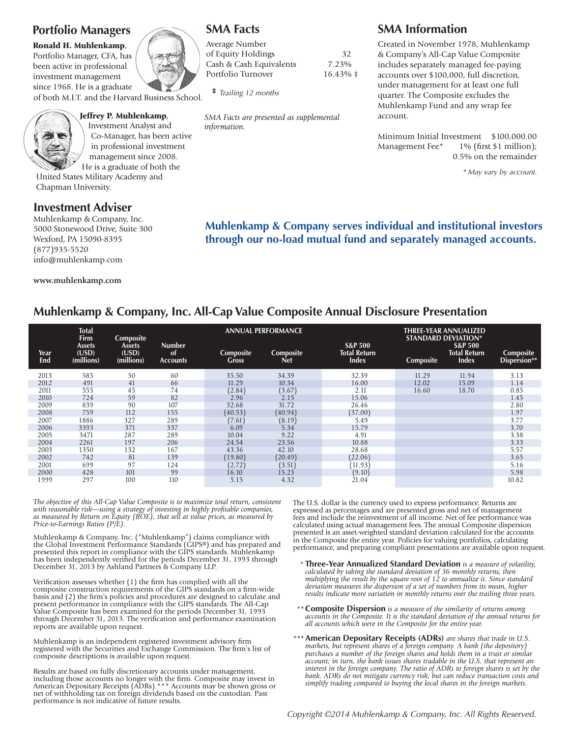## Portfolio Managers

**Ronald H. Muhlenkamp**, Portfolio Manager, CFA, has been active in professional investment management since 1968. He is a graduate of both M.I.T. and the Harvard Business School.

**Jeffrey P. Muhlenkamp**, Investment Analyst and Co-Manager, has been active in professional investment management since 2008. He is a graduate of both the United States Military Academy and Chapman University.

## SMA Facts

| | |
|---|---|
| Average Number of Equity Holdings | 32 |
| Cash & Cash Equivalents | 7.23% |
| Portfolio Turnover | 16.43% ‡ |

‡ *Trailing 12 months*

*SMA Facts are presented as supplemental information.*

## SMA Information

Created in November 1978, Muhlenkamp & Company's All-Cap Value Composite includes separately managed fee-paying accounts over $100,000, full discretion, under management for at least one full quarter. The Composite excludes the Muhlenkamp Fund and any wrap fee account.

| | |
|---|---|
| Minimum Initial Investment | $100,000.00 |
| Management Fee* | 1% (first $1 million); 0.5% on the remainder |

*\* May vary by account.*

## Investment Adviser

Muhlenkamp & Company, Inc.
5000 Stonewood Drive, Suite 300
Wexford, PA 15090-8395
(877)935-5520
info@muhlenkamp.com

**www.muhlenkamp.com**

**Muhlenkamp & Company serves individual and institutional investors through our no-load mutual fund and separately managed accounts.**

## Muhlenkamp & Company, Inc. All-Cap Value Composite Annual Disclosure Presentation

| | | | | ANNUAL PERFORMANCE | | | THREE-YEAR ANNUALIZED STANDARD DEVIATION* | | |
|---|---|---|---|---|---|---|---|---|---|
| Year End | Total Firm Assets (USD) (millions) | Composite Assets (USD) (millions) | Number of Accounts | Composite Gross | Composite Net | S&P 500 Total Return Index | Composite | S&P 500 Total Return Index | Composite Dispersion** |
| 2013 | 585 | 50 | 60 | 35.50 | 34.39 | 32.39 | 11.29 | 11.94 | 3.13 |
| 2012 | 491 | 41 | 66 | 11.29 | 10.34 | 16.00 | 12.02 | 15.09 | 1.14 |
| 2011 | 555 | 45 | 74 | (2.84) | (3.67) | 2.11 | 16.60 | 18.70 | 0.85 |
| 2010 | 724 | 59 | 82 | 2.96 | 2.15 | 15.06 | | | 1.45 |
| 2009 | 839 | 90 | 107 | 32.68 | 31.72 | 26.46 | | | 2.80 |
| 2008 | 759 | 112 | 155 | (40.53) | (40.94) | (37.00) | | | 1.97 |
| 2007 | 1886 | 327 | 289 | (7.61) | (8.19) | 5.49 | | | 3.77 |
| 2006 | 3393 | 371 | 337 | 6.09 | 5.34 | 15.79 | | | 3.70 |
| 2005 | 3471 | 287 | 289 | 10.04 | 9.22 | 4.91 | | | 3.38 |
| 2004 | 2261 | 197 | 206 | 24.54 | 23.56 | 10.88 | | | 3.33 |
| 2003 | 1350 | 132 | 167 | 43.36 | 42.10 | 28.68 | | | 5.57 |
| 2002 | 742 | 81 | 139 | (19.80) | (20.49) | (22.06) | | | 3.65 |
| 2001 | 699 | 97 | 124 | (2.72) | (3.51) | (11.93) | | | 5.16 |
| 2000 | 428 | 101 | 99 | 16.10 | 15.23 | (9.10) | | | 5.98 |
| 1999 | 297 | 100 | 110 | 5.15 | 4.32 | 21.04 | | | 10.82 |

*The objective of this All-Cap Value Composite is to maximize total return, consistent with reasonable risk—using a strategy of investing in highly profitable companies, as measured by Return on Equity (ROE), that sell at value prices, as measured by Price-to-Earnings Ratios (P/E).*

Muhlenkamp & Company, Inc. ("Muhlenkamp") claims compliance with the Global Investment Performance Standards (GIPS®) and has prepared and presented this report in compliance with the GIPS standards. Muhlenkamp has been independently verified for the periods December 31, 1993 through December 31, 2013 by Ashland Partners & Company LLP.

Verification assesses whether (1) the firm has complied with all the composite construction requirements of the GIPS standards on a firm-wide basis and (2) the firm's policies and procedures are designed to calculate and present performance in compliance with the GIPS standards. The All-Cap Value Composite has been examined for the periods December 31, 1993 through December 31, 2013. The verification and performance examination reports are available upon request.

Muhlenkamp is an independent registered investment advisory firm registered with the Securities and Exchange Commission. The firm's list of composite descriptions is available upon request.

Results are based on fully discretionary accounts under management, including those accounts no longer with the firm. Composite may invest in American Depositary Receipts (ADRs).*** Accounts may be shown gross or net of withholding tax on foreign dividends based on the custodian. Past performance is not indicative of future results.

The U.S. dollar is the currency used to express performance. Returns are expressed as percentages and are presented gross and net of management fees and include the reinvestment of all income. Net of fee performance was calculated using actual management fees. The annual Composite dispersion presented is an asset-weighted standard deviation calculated for the accounts in the Composite the entire year. Policies for valuing portfolios, calculating performance, and preparing compliant presentations are available upon request.

\* **Three-Year Annualized Standard Deviation** *is a measure of volatility, calculated by taking the standard deviation of 36 monthly returns, then multiplying the result by the square root of 12 to annualize it. Since standard deviation measures the dispersion of a set of numbers from its mean, higher results indicate more variation in monthly returns over the trailing three years.*

\*\* **Composite Dispersion** *is a measure of the similarity of returns among accounts in the Composite. It is the standard deviation of the annual returns for all accounts which were in the Composite for the entire year.*

\*\*\* **American Depositary Receipts (ADRs)** *are shares that trade in U.S. markets, but represent shares of a foreign company. A bank (the depository) purchases a number of the foreign shares and holds them in a trust or similar account; in turn, the bank issues shares tradable in the U.S. that represent an interest in the foreign company. The ratio of ADRs to foreign shares is set by the bank. ADRs do not mitigate currency risk, but can reduce transaction costs and simplify trading compared to buying the local shares in the foreign markets.*

*Copyright ©2014 Muhlenkamp & Company, Inc. All Rights Reserved.*